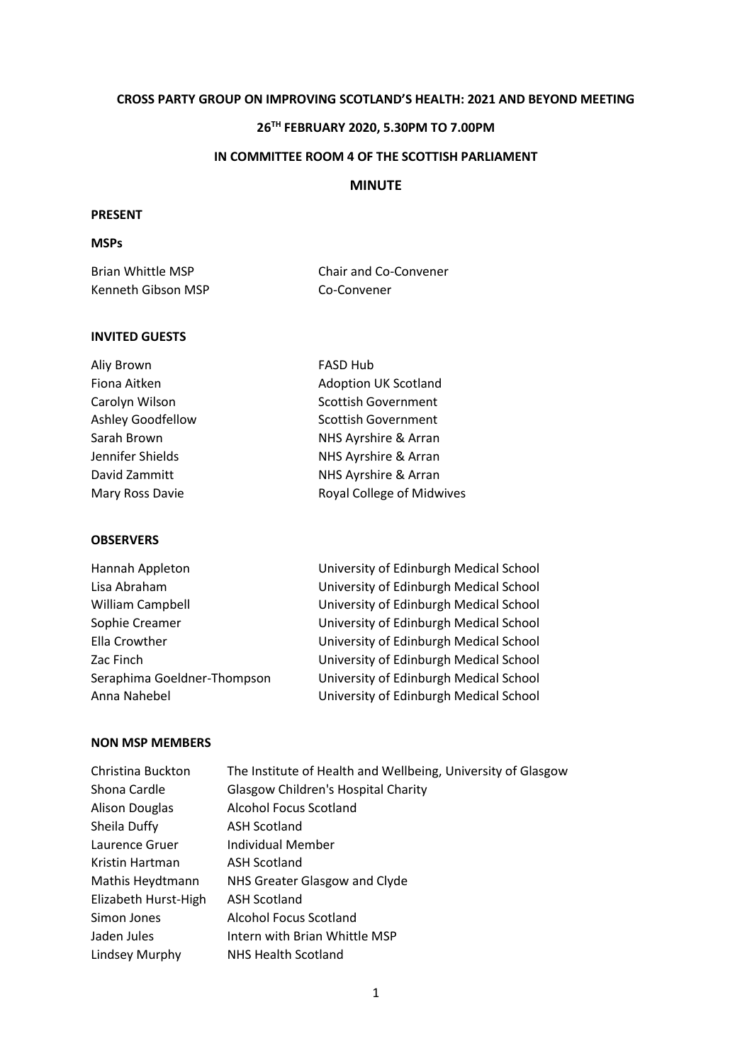# CROSS PARTY GROUP ON IMPROVING SCOTLAND'S HEALTH: 2021 AND BEYOND MEETING

## 26TH FEBRUARY 2020, 5.30PM TO 7.00PM

## IN COMMITTEE ROOM 4 OF THE SCOTTISH PARLIAMENT

## MINUTE

**PRESENT**

**MSPs**

| | |
|---|---|
| Brian Whittle MSP | Chair and Co-Convener |
| Kenneth Gibson MSP | Co-Convener |

**INVITED GUESTS**

| | |
|---|---|
| Aliy Brown | FASD Hub |
| Fiona Aitken | Adoption UK Scotland |
| Carolyn Wilson | Scottish Government |
| Ashley Goodfellow | Scottish Government |
| Sarah Brown | NHS Ayrshire & Arran |
| Jennifer Shields | NHS Ayrshire & Arran |
| David Zammitt | NHS Ayrshire & Arran |
| Mary Ross Davie | Royal College of Midwives |

**OBSERVERS**

| | |
|---|---|
| Hannah Appleton | University of Edinburgh Medical School |
| Lisa Abraham | University of Edinburgh Medical School |
| William Campbell | University of Edinburgh Medical School |
| Sophie Creamer | University of Edinburgh Medical School |
| Ella Crowther | University of Edinburgh Medical School |
| Zac Finch | University of Edinburgh Medical School |
| Seraphima Goeldner-Thompson | University of Edinburgh Medical School |
| Anna Nahebel | University of Edinburgh Medical School |

**NON MSP MEMBERS**

| | |
|---|---|
| Christina Buckton | The Institute of Health and Wellbeing, University of Glasgow |
| Shona Cardle | Glasgow Children's Hospital Charity |
| Alison Douglas | Alcohol Focus Scotland |
| Sheila Duffy | ASH Scotland |
| Laurence Gruer | Individual Member |
| Kristin Hartman | ASH Scotland |
| Mathis Heydtmann | NHS Greater Glasgow and Clyde |
| Elizabeth Hurst-High | ASH Scotland |
| Simon Jones | Alcohol Focus Scotland |
| Jaden Jules | Intern with Brian Whittle MSP |
| Lindsey Murphy | NHS Health Scotland |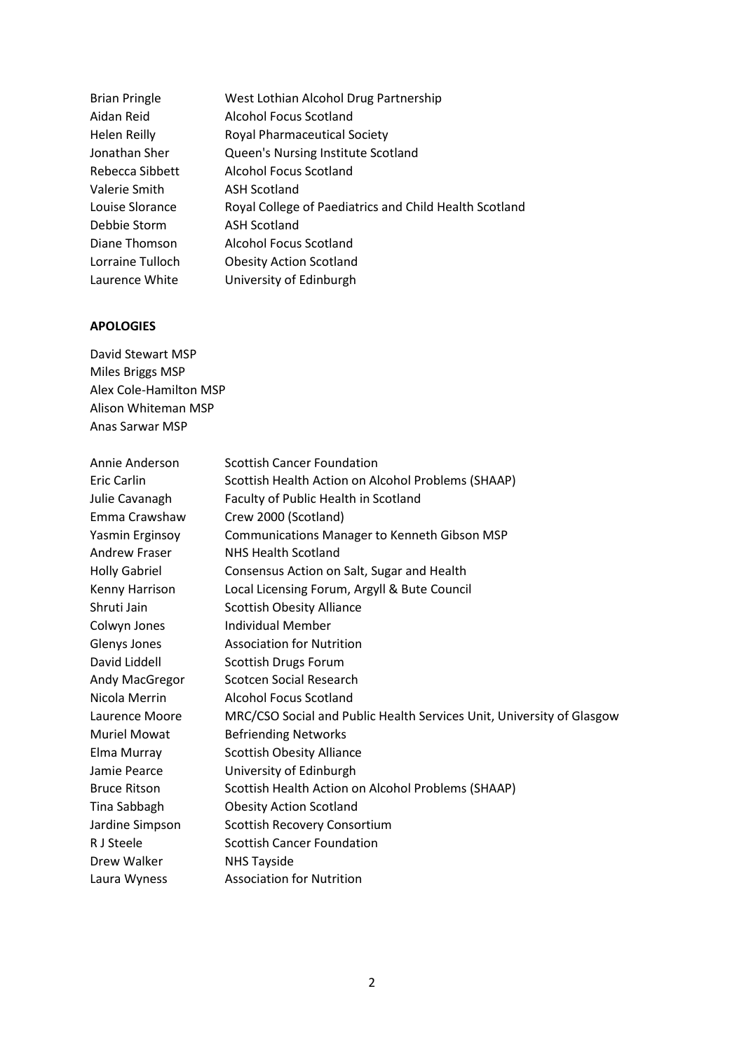| | |
|---|---|
| Brian Pringle | West Lothian Alcohol Drug Partnership |
| Aidan Reid | Alcohol Focus Scotland |
| Helen Reilly | Royal Pharmaceutical Society |
| Jonathan Sher | Queen's Nursing Institute Scotland |
| Rebecca Sibbett | Alcohol Focus Scotland |
| Valerie Smith | ASH Scotland |
| Louise Slorance | Royal College of Paediatrics and Child Health Scotland |
| Debbie Storm | ASH Scotland |
| Diane Thomson | Alcohol Focus Scotland |
| Lorraine Tulloch | Obesity Action Scotland |
| Laurence White | University of Edinburgh |

**APOLOGIES**

David Stewart MSP
Miles Briggs MSP
Alex Cole-Hamilton MSP
Alison Whiteman MSP
Anas Sarwar MSP

| | |
|---|---|
| Annie Anderson | Scottish Cancer Foundation |
| Eric Carlin | Scottish Health Action on Alcohol Problems (SHAAP) |
| Julie Cavanagh | Faculty of Public Health in Scotland |
| Emma Crawshaw | Crew 2000 (Scotland) |
| Yasmin Erginsoy | Communications Manager to Kenneth Gibson MSP |
| Andrew Fraser | NHS Health Scotland |
| Holly Gabriel | Consensus Action on Salt, Sugar and Health |
| Kenny Harrison | Local Licensing Forum, Argyll & Bute Council |
| Shruti Jain | Scottish Obesity Alliance |
| Colwyn Jones | Individual Member |
| Glenys Jones | Association for Nutrition |
| David Liddell | Scottish Drugs Forum |
| Andy MacGregor | Scotcen Social Research |
| Nicola Merrin | Alcohol Focus Scotland |
| Laurence Moore | MRC/CSO Social and Public Health Services Unit, University of Glasgow |
| Muriel Mowat | Befriending Networks |
| Elma Murray | Scottish Obesity Alliance |
| Jamie Pearce | University of Edinburgh |
| Bruce Ritson | Scottish Health Action on Alcohol Problems (SHAAP) |
| Tina Sabbagh | Obesity Action Scotland |
| Jardine Simpson | Scottish Recovery Consortium |
| R J Steele | Scottish Cancer Foundation |
| Drew Walker | NHS Tayside |
| Laura Wyness | Association for Nutrition |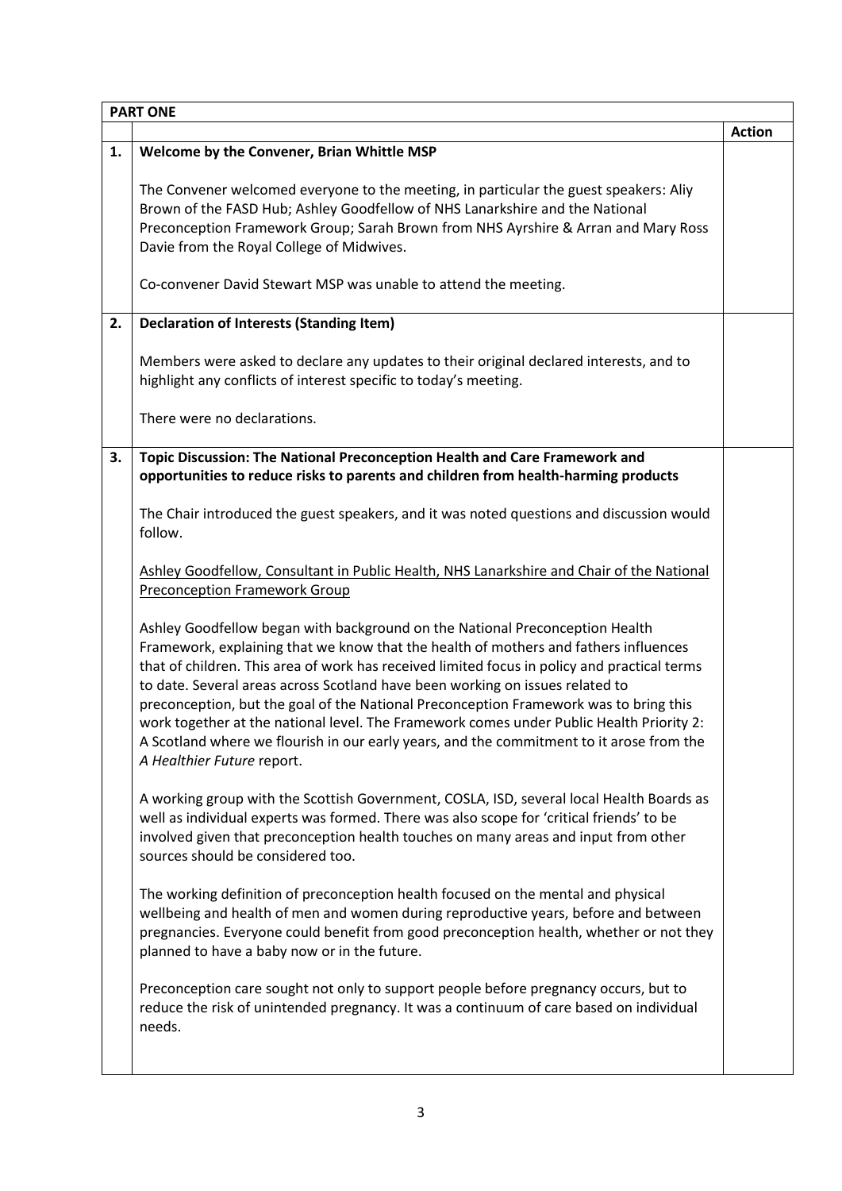| PART ONE | | |
|---|---|---|
| | | **Action** |
| **1.** | **Welcome by the Convener, Brian Whittle MSP**<br><br>The Convener welcomed everyone to the meeting, in particular the guest speakers: Aliy Brown of the FASD Hub; Ashley Goodfellow of NHS Lanarkshire and the National Preconception Framework Group; Sarah Brown from NHS Ayrshire & Arran and Mary Ross Davie from the Royal College of Midwives.<br><br>Co-convener David Stewart MSP was unable to attend the meeting. | |
| **2.** | **Declaration of Interests (Standing Item)**<br><br>Members were asked to declare any updates to their original declared interests, and to highlight any conflicts of interest specific to today's meeting.<br><br>There were no declarations. | |
| **3.** | **Topic Discussion: The National Preconception Health and Care Framework and opportunities to reduce risks to parents and children from health-harming products**<br><br>The Chair introduced the guest speakers, and it was noted questions and discussion would follow.<br><br><u>Ashley Goodfellow, Consultant in Public Health, NHS Lanarkshire and Chair of the National Preconception Framework Group</u><br><br>Ashley Goodfellow began with background on the National Preconception Health Framework, explaining that we know that the health of mothers and fathers influences that of children. This area of work has received limited focus in policy and practical terms to date. Several areas across Scotland have been working on issues related to preconception, but the goal of the National Preconception Framework was to bring this work together at the national level. The Framework comes under Public Health Priority 2: A Scotland where we flourish in our early years, and the commitment to it arose from the *A Healthier Future* report.<br><br>A working group with the Scottish Government, COSLA, ISD, several local Health Boards as well as individual experts was formed. There was also scope for 'critical friends' to be involved given that preconception health touches on many areas and input from other sources should be considered too.<br><br>The working definition of preconception health focused on the mental and physical wellbeing and health of men and women during reproductive years, before and between pregnancies. Everyone could benefit from good preconception health, whether or not they planned to have a baby now or in the future.<br><br>Preconception care sought not only to support people before pregnancy occurs, but to reduce the risk of unintended pregnancy. It was a continuum of care based on individual needs. | |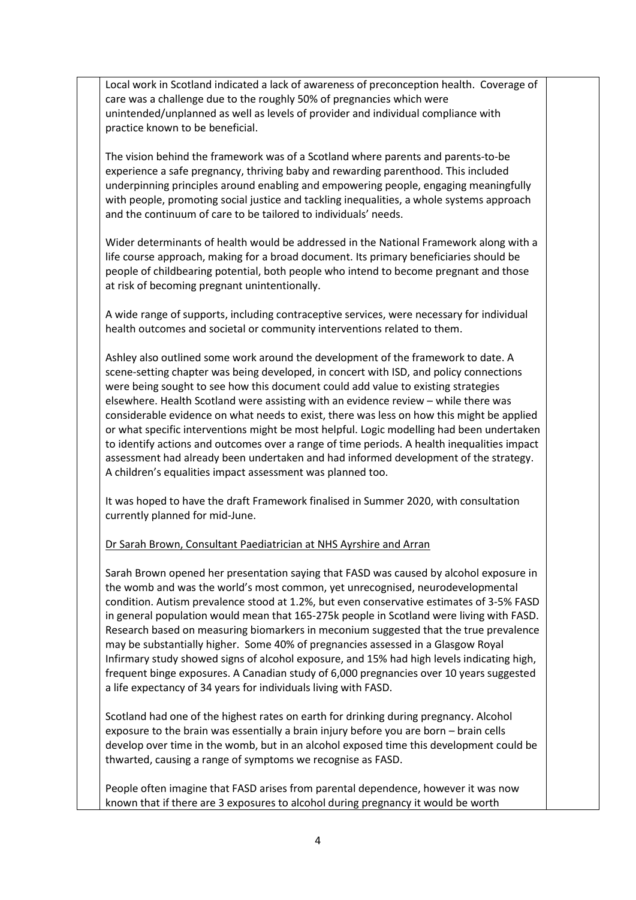Local work in Scotland indicated a lack of awareness of preconception health. Coverage of care was a challenge due to the roughly 50% of pregnancies which were unintended/unplanned as well as levels of provider and individual compliance with practice known to be beneficial.

The vision behind the framework was of a Scotland where parents and parents-to-be experience a safe pregnancy, thriving baby and rewarding parenthood. This included underpinning principles around enabling and empowering people, engaging meaningfully with people, promoting social justice and tackling inequalities, a whole systems approach and the continuum of care to be tailored to individuals' needs.

Wider determinants of health would be addressed in the National Framework along with a life course approach, making for a broad document. Its primary beneficiaries should be people of childbearing potential, both people who intend to become pregnant and those at risk of becoming pregnant unintentionally.

A wide range of supports, including contraceptive services, were necessary for individual health outcomes and societal or community interventions related to them.

Ashley also outlined some work around the development of the framework to date. A scene-setting chapter was being developed, in concert with ISD, and policy connections were being sought to see how this document could add value to existing strategies elsewhere. Health Scotland were assisting with an evidence review – while there was considerable evidence on what needs to exist, there was less on how this might be applied or what specific interventions might be most helpful. Logic modelling had been undertaken to identify actions and outcomes over a range of time periods. A health inequalities impact assessment had already been undertaken and had informed development of the strategy. A children's equalities impact assessment was planned too.

It was hoped to have the draft Framework finalised in Summer 2020, with consultation currently planned for mid-June.

Dr Sarah Brown, Consultant Paediatrician at NHS Ayrshire and Arran

Sarah Brown opened her presentation saying that FASD was caused by alcohol exposure in the womb and was the world's most common, yet unrecognised, neurodevelopmental condition. Autism prevalence stood at 1.2%, but even conservative estimates of 3-5% FASD in general population would mean that 165-275k people in Scotland were living with FASD. Research based on measuring biomarkers in meconium suggested that the true prevalence may be substantially higher. Some 40% of pregnancies assessed in a Glasgow Royal Infirmary study showed signs of alcohol exposure, and 15% had high levels indicating high, frequent binge exposures. A Canadian study of 6,000 pregnancies over 10 years suggested a life expectancy of 34 years for individuals living with FASD.

Scotland had one of the highest rates on earth for drinking during pregnancy. Alcohol exposure to the brain was essentially a brain injury before you are born – brain cells develop over time in the womb, but in an alcohol exposed time this development could be thwarted, causing a range of symptoms we recognise as FASD.

People often imagine that FASD arises from parental dependence, however it was now known that if there are 3 exposures to alcohol during pregnancy it would be worth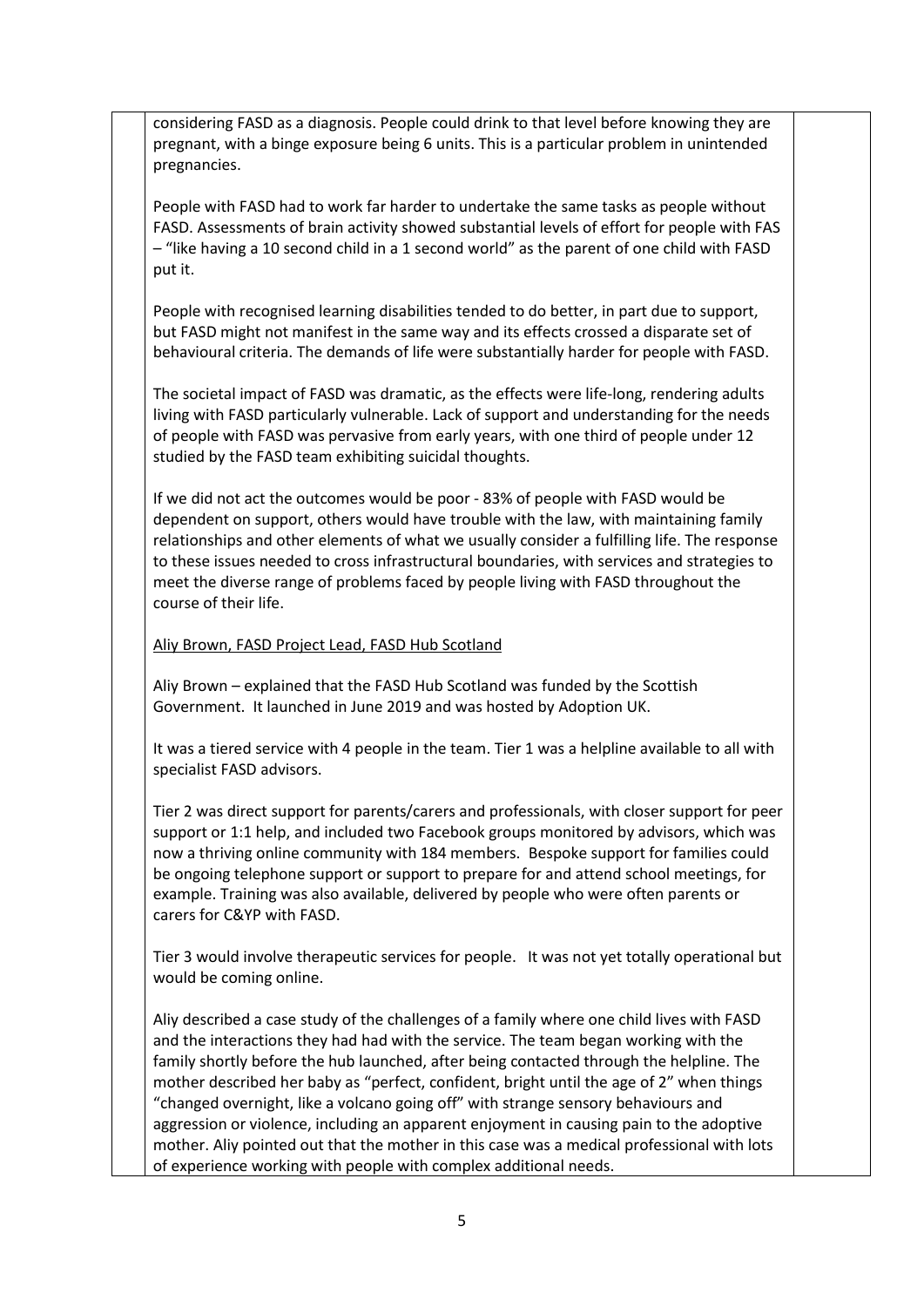considering FASD as a diagnosis. People could drink to that level before knowing they are pregnant, with a binge exposure being 6 units. This is a particular problem in unintended pregnancies.

People with FASD had to work far harder to undertake the same tasks as people without FASD. Assessments of brain activity showed substantial levels of effort for people with FAS – "like having a 10 second child in a 1 second world" as the parent of one child with FASD put it.

People with recognised learning disabilities tended to do better, in part due to support, but FASD might not manifest in the same way and its effects crossed a disparate set of behavioural criteria. The demands of life were substantially harder for people with FASD.

The societal impact of FASD was dramatic, as the effects were life-long, rendering adults living with FASD particularly vulnerable. Lack of support and understanding for the needs of people with FASD was pervasive from early years, with one third of people under 12 studied by the FASD team exhibiting suicidal thoughts.

If we did not act the outcomes would be poor - 83% of people with FASD would be dependent on support, others would have trouble with the law, with maintaining family relationships and other elements of what we usually consider a fulfilling life. The response to these issues needed to cross infrastructural boundaries, with services and strategies to meet the diverse range of problems faced by people living with FASD throughout the course of their life.

Aliy Brown, FASD Project Lead, FASD Hub Scotland

Aliy Brown – explained that the FASD Hub Scotland was funded by the Scottish Government. It launched in June 2019 and was hosted by Adoption UK.

It was a tiered service with 4 people in the team. Tier 1 was a helpline available to all with specialist FASD advisors.

Tier 2 was direct support for parents/carers and professionals, with closer support for peer support or 1:1 help, and included two Facebook groups monitored by advisors, which was now a thriving online community with 184 members. Bespoke support for families could be ongoing telephone support or support to prepare for and attend school meetings, for example. Training was also available, delivered by people who were often parents or carers for C&YP with FASD.

Tier 3 would involve therapeutic services for people. It was not yet totally operational but would be coming online.

Aliy described a case study of the challenges of a family where one child lives with FASD and the interactions they had had with the service. The team began working with the family shortly before the hub launched, after being contacted through the helpline. The mother described her baby as "perfect, confident, bright until the age of 2" when things "changed overnight, like a volcano going off" with strange sensory behaviours and aggression or violence, including an apparent enjoyment in causing pain to the adoptive mother. Aliy pointed out that the mother in this case was a medical professional with lots of experience working with people with complex additional needs.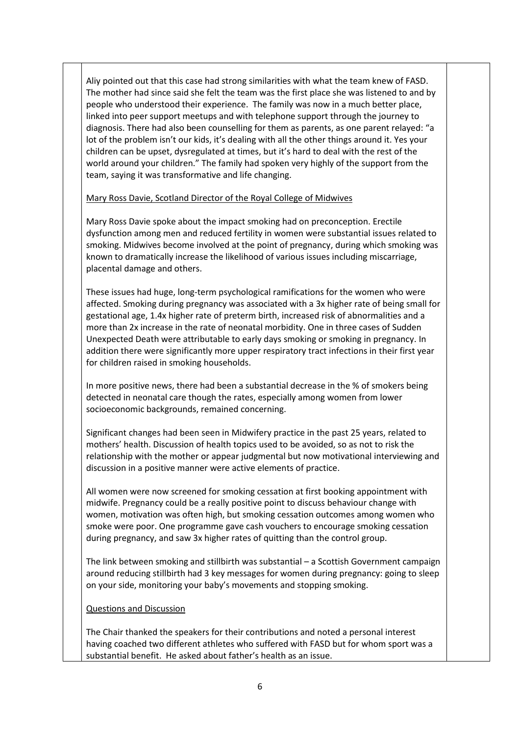Aliy pointed out that this case had strong similarities with what the team knew of FASD. The mother had since said she felt the team was the first place she was listened to and by people who understood their experience. The family was now in a much better place, linked into peer support meetups and with telephone support through the journey to diagnosis. There had also been counselling for them as parents, as one parent relayed: "a lot of the problem isn't our kids, it's dealing with all the other things around it. Yes your children can be upset, dysregulated at times, but it's hard to deal with the rest of the world around your children." The family had spoken very highly of the support from the team, saying it was transformative and life changing.

<u>Mary Ross Davie, Scotland Director of the Royal College of Midwives</u>

Mary Ross Davie spoke about the impact smoking had on preconception. Erectile dysfunction among men and reduced fertility in women were substantial issues related to smoking. Midwives become involved at the point of pregnancy, during which smoking was known to dramatically increase the likelihood of various issues including miscarriage, placental damage and others.

These issues had huge, long-term psychological ramifications for the women who were affected. Smoking during pregnancy was associated with a 3x higher rate of being small for gestational age, 1.4x higher rate of preterm birth, increased risk of abnormalities and a more than 2x increase in the rate of neonatal morbidity. One in three cases of Sudden Unexpected Death were attributable to early days smoking or smoking in pregnancy. In addition there were significantly more upper respiratory tract infections in their first year for children raised in smoking households.

In more positive news, there had been a substantial decrease in the % of smokers being detected in neonatal care though the rates, especially among women from lower socioeconomic backgrounds, remained concerning.

Significant changes had been seen in Midwifery practice in the past 25 years, related to mothers' health. Discussion of health topics used to be avoided, so as not to risk the relationship with the mother or appear judgmental but now motivational interviewing and discussion in a positive manner were active elements of practice.

All women were now screened for smoking cessation at first booking appointment with midwife. Pregnancy could be a really positive point to discuss behaviour change with women, motivation was often high, but smoking cessation outcomes among women who smoke were poor. One programme gave cash vouchers to encourage smoking cessation during pregnancy, and saw 3x higher rates of quitting than the control group.

The link between smoking and stillbirth was substantial – a Scottish Government campaign around reducing stillbirth had 3 key messages for women during pregnancy: going to sleep on your side, monitoring your baby's movements and stopping smoking.

<u>Questions and Discussion</u>

The Chair thanked the speakers for their contributions and noted a personal interest having coached two different athletes who suffered with FASD but for whom sport was a substantial benefit. He asked about father's health as an issue.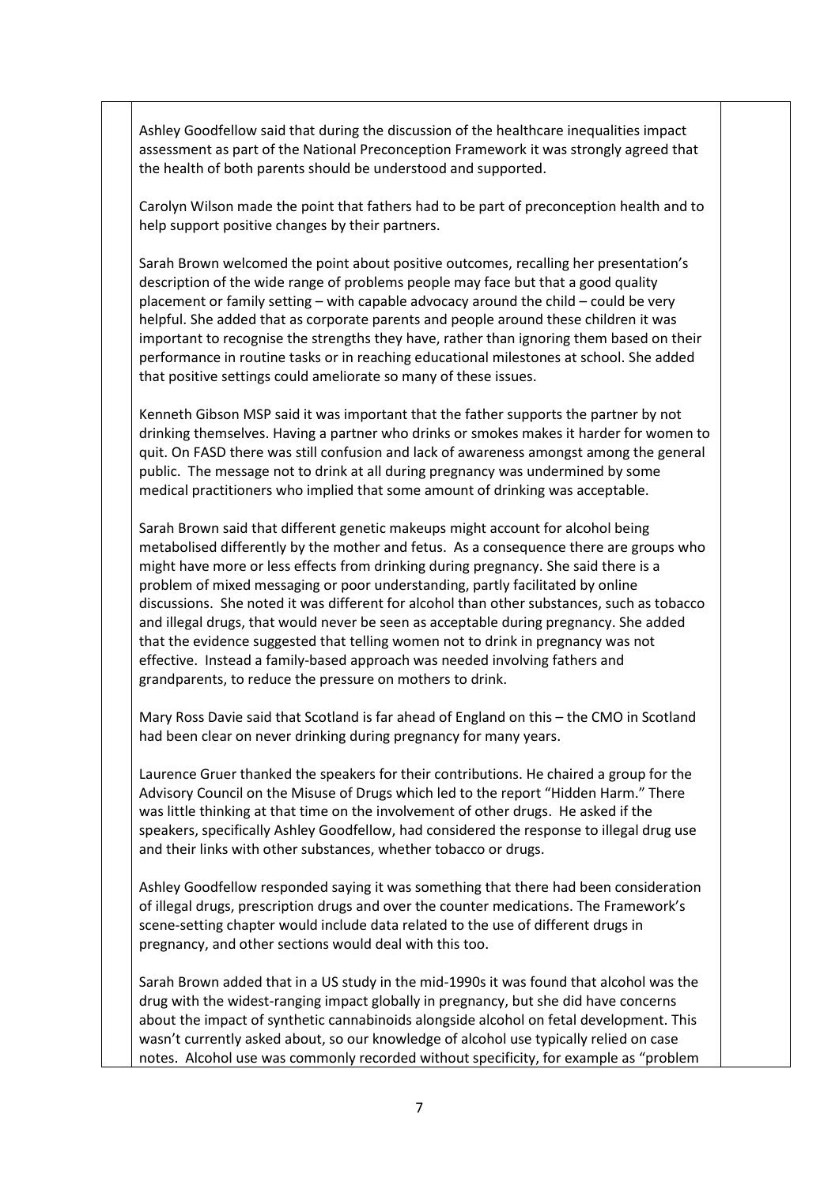Ashley Goodfellow said that during the discussion of the healthcare inequalities impact assessment as part of the National Preconception Framework it was strongly agreed that the health of both parents should be understood and supported.

Carolyn Wilson made the point that fathers had to be part of preconception health and to help support positive changes by their partners.

Sarah Brown welcomed the point about positive outcomes, recalling her presentation's description of the wide range of problems people may face but that a good quality placement or family setting – with capable advocacy around the child – could be very helpful. She added that as corporate parents and people around these children it was important to recognise the strengths they have, rather than ignoring them based on their performance in routine tasks or in reaching educational milestones at school. She added that positive settings could ameliorate so many of these issues.

Kenneth Gibson MSP said it was important that the father supports the partner by not drinking themselves. Having a partner who drinks or smokes makes it harder for women to quit. On FASD there was still confusion and lack of awareness amongst among the general public. The message not to drink at all during pregnancy was undermined by some medical practitioners who implied that some amount of drinking was acceptable.

Sarah Brown said that different genetic makeups might account for alcohol being metabolised differently by the mother and fetus. As a consequence there are groups who might have more or less effects from drinking during pregnancy. She said there is a problem of mixed messaging or poor understanding, partly facilitated by online discussions. She noted it was different for alcohol than other substances, such as tobacco and illegal drugs, that would never be seen as acceptable during pregnancy. She added that the evidence suggested that telling women not to drink in pregnancy was not effective. Instead a family-based approach was needed involving fathers and grandparents, to reduce the pressure on mothers to drink.

Mary Ross Davie said that Scotland is far ahead of England on this – the CMO in Scotland had been clear on never drinking during pregnancy for many years.

Laurence Gruer thanked the speakers for their contributions. He chaired a group for the Advisory Council on the Misuse of Drugs which led to the report "Hidden Harm." There was little thinking at that time on the involvement of other drugs. He asked if the speakers, specifically Ashley Goodfellow, had considered the response to illegal drug use and their links with other substances, whether tobacco or drugs.

Ashley Goodfellow responded saying it was something that there had been consideration of illegal drugs, prescription drugs and over the counter medications. The Framework's scene-setting chapter would include data related to the use of different drugs in pregnancy, and other sections would deal with this too.

Sarah Brown added that in a US study in the mid-1990s it was found that alcohol was the drug with the widest-ranging impact globally in pregnancy, but she did have concerns about the impact of synthetic cannabinoids alongside alcohol on fetal development. This wasn't currently asked about, so our knowledge of alcohol use typically relied on case notes. Alcohol use was commonly recorded without specificity, for example as "problem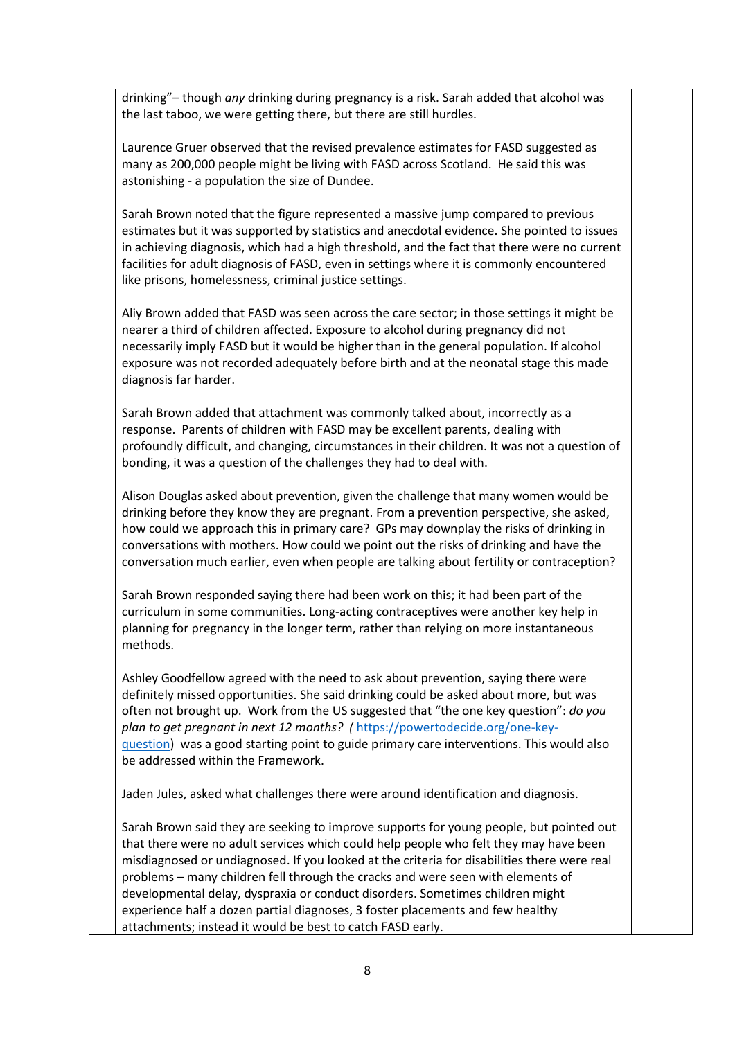drinking"– though *any* drinking during pregnancy is a risk. Sarah added that alcohol was the last taboo, we were getting there, but there are still hurdles.

Laurence Gruer observed that the revised prevalence estimates for FASD suggested as many as 200,000 people might be living with FASD across Scotland. He said this was astonishing - a population the size of Dundee.

Sarah Brown noted that the figure represented a massive jump compared to previous estimates but it was supported by statistics and anecdotal evidence. She pointed to issues in achieving diagnosis, which had a high threshold, and the fact that there were no current facilities for adult diagnosis of FASD, even in settings where it is commonly encountered like prisons, homelessness, criminal justice settings.

Aliy Brown added that FASD was seen across the care sector; in those settings it might be nearer a third of children affected. Exposure to alcohol during pregnancy did not necessarily imply FASD but it would be higher than in the general population. If alcohol exposure was not recorded adequately before birth and at the neonatal stage this made diagnosis far harder.

Sarah Brown added that attachment was commonly talked about, incorrectly as a response. Parents of children with FASD may be excellent parents, dealing with profoundly difficult, and changing, circumstances in their children. It was not a question of bonding, it was a question of the challenges they had to deal with.

Alison Douglas asked about prevention, given the challenge that many women would be drinking before they know they are pregnant. From a prevention perspective, she asked, how could we approach this in primary care? GPs may downplay the risks of drinking in conversations with mothers. How could we point out the risks of drinking and have the conversation much earlier, even when people are talking about fertility or contraception?

Sarah Brown responded saying there had been work on this; it had been part of the curriculum in some communities. Long-acting contraceptives were another key help in planning for pregnancy in the longer term, rather than relying on more instantaneous methods.

Ashley Goodfellow agreed with the need to ask about prevention, saying there were definitely missed opportunities. She said drinking could be asked about more, but was often not brought up. Work from the US suggested that "the one key question": *do you plan to get pregnant in next 12 months? (* [https://powertodecide.org/one-key-question](https://powertodecide.org/one-key-question)) was a good starting point to guide primary care interventions. This would also be addressed within the Framework.

Jaden Jules, asked what challenges there were around identification and diagnosis.

Sarah Brown said they are seeking to improve supports for young people, but pointed out that there were no adult services which could help people who felt they may have been misdiagnosed or undiagnosed. If you looked at the criteria for disabilities there were real problems – many children fell through the cracks and were seen with elements of developmental delay, dyspraxia or conduct disorders. Sometimes children might experience half a dozen partial diagnoses, 3 foster placements and few healthy attachments; instead it would be best to catch FASD early.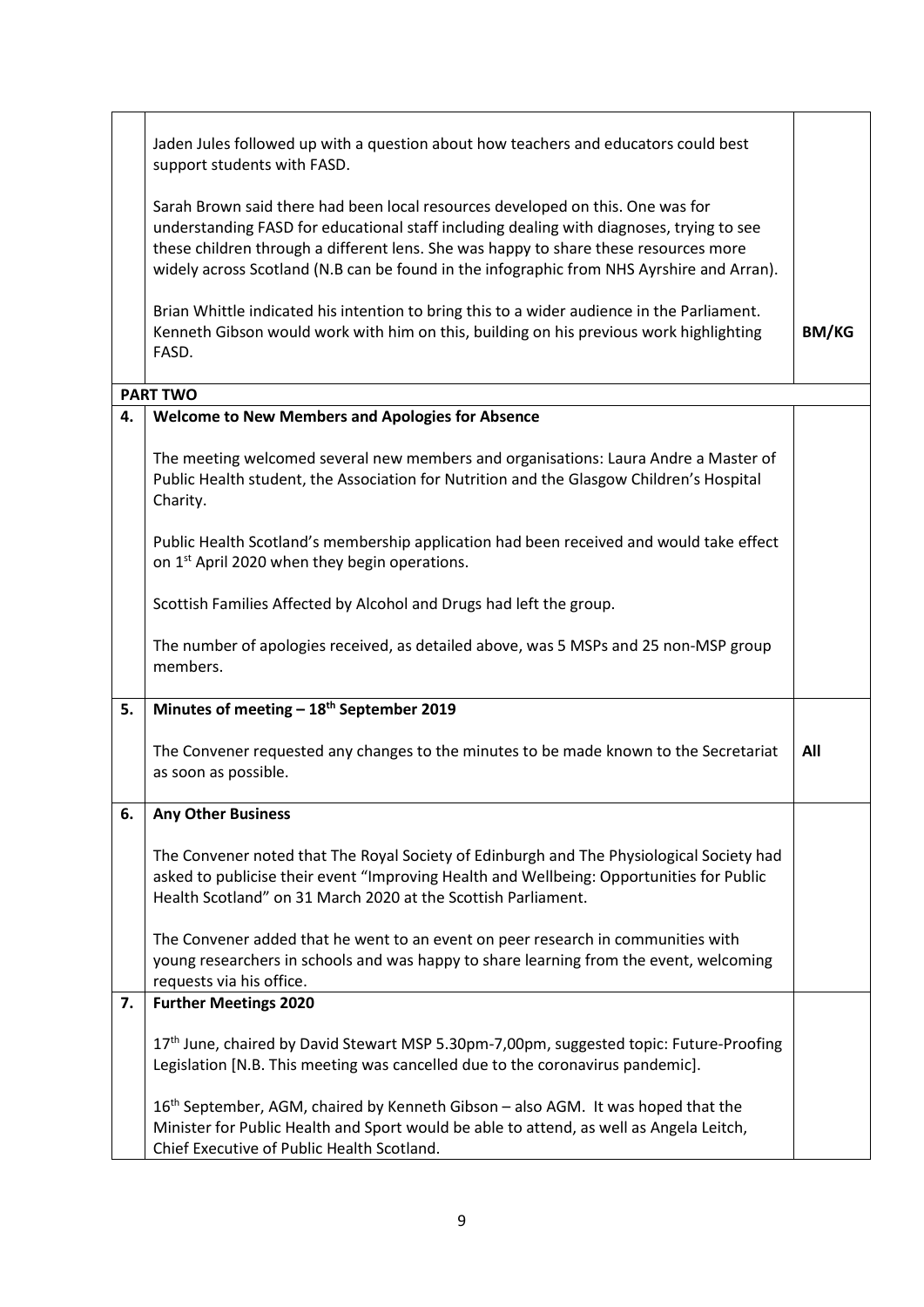| | | |
|---|---|---|
| | Jaden Jules followed up with a question about how teachers and educators could best support students with FASD.<br><br>Sarah Brown said there had been local resources developed on this. One was for understanding FASD for educational staff including dealing with diagnoses, trying to see these children through a different lens. She was happy to share these resources more widely across Scotland (N.B can be found in the infographic from NHS Ayrshire and Arran).<br><br>Brian Whittle indicated his intention to bring this to a wider audience in the Parliament. Kenneth Gibson would work with him on this, building on his previous work highlighting FASD. | **BM/KG** |
| | **PART TWO** | |
| **4.** | **Welcome to New Members and Apologies for Absence**<br><br>The meeting welcomed several new members and organisations: Laura Andre a Master of Public Health student, the Association for Nutrition and the Glasgow Children's Hospital Charity.<br><br>Public Health Scotland's membership application had been received and would take effect on 1st April 2020 when they begin operations.<br><br>Scottish Families Affected by Alcohol and Drugs had left the group.<br><br>The number of apologies received, as detailed above, was 5 MSPs and 25 non-MSP group members. | |
| **5.** | **Minutes of meeting – 18th September 2019**<br><br>The Convener requested any changes to the minutes to be made known to the Secretariat as soon as possible. | **All** |
| **6.** | **Any Other Business**<br><br>The Convener noted that The Royal Society of Edinburgh and The Physiological Society had asked to publicise their event "Improving Health and Wellbeing: Opportunities for Public Health Scotland" on 31 March 2020 at the Scottish Parliament.<br><br>The Convener added that he went to an event on peer research in communities with young researchers in schools and was happy to share learning from the event, welcoming requests via his office. | |
| **7.** | **Further Meetings 2020**<br><br>17th June, chaired by David Stewart MSP 5.30pm-7,00pm, suggested topic: Future-Proofing Legislation [N.B. This meeting was cancelled due to the coronavirus pandemic].<br><br>16th September, AGM, chaired by Kenneth Gibson – also AGM. It was hoped that the Minister for Public Health and Sport would be able to attend, as well as Angela Leitch, Chief Executive of Public Health Scotland. | |